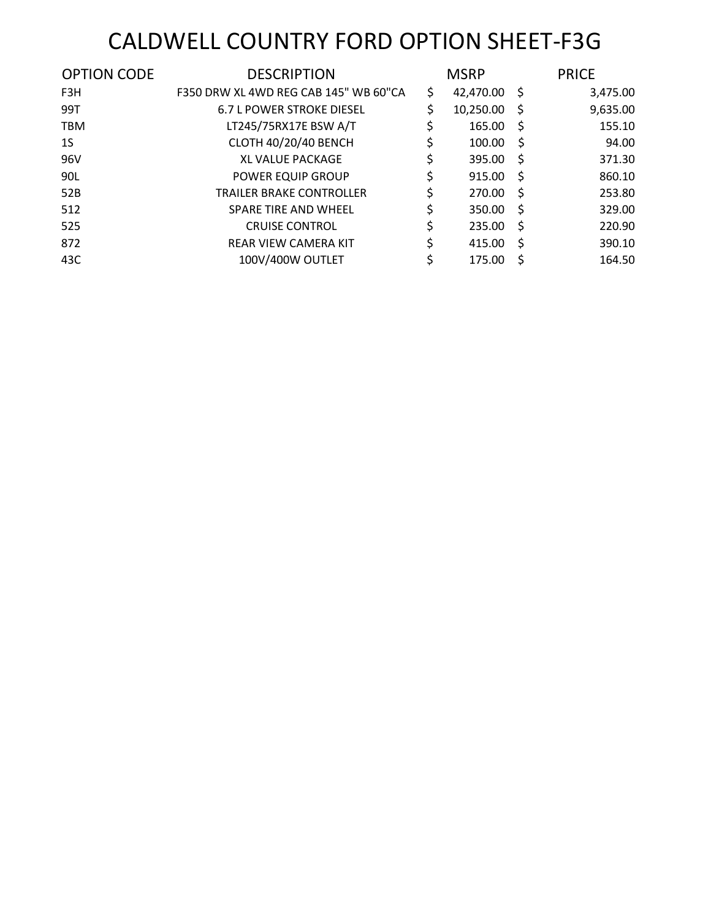# CALDWELL COUNTRY FORD OPTION SHEET-F3G

| OPTION CODE | DESCRIPTION | MSRP | PRICE |
|---|---|---|---|
| F3H | F350 DRW XL 4WD REG CAB 145" WB 60"CA | $ 42,470.00 | $ 3,475.00 |
| 99T | 6.7 L POWER STROKE DIESEL | $ 10,250.00 | $ 9,635.00 |
| TBM | LT245/75RX17E BSW A/T | $ 165.00 | $ 155.10 |
| 1S | CLOTH 40/20/40 BENCH | $ 100.00 | $ 94.00 |
| 96V | XL VALUE PACKAGE | $ 395.00 | $ 371.30 |
| 90L | POWER EQUIP GROUP | $ 915.00 | $ 860.10 |
| 52B | TRAILER BRAKE CONTROLLER | $ 270.00 | $ 253.80 |
| 512 | SPARE TIRE AND WHEEL | $ 350.00 | $ 329.00 |
| 525 | CRUISE CONTROL | $ 235.00 | $ 220.90 |
| 872 | REAR VIEW CAMERA KIT | $ 415.00 | $ 390.10 |
| 43C | 100V/400W OUTLET | $ 175.00 | $ 164.50 |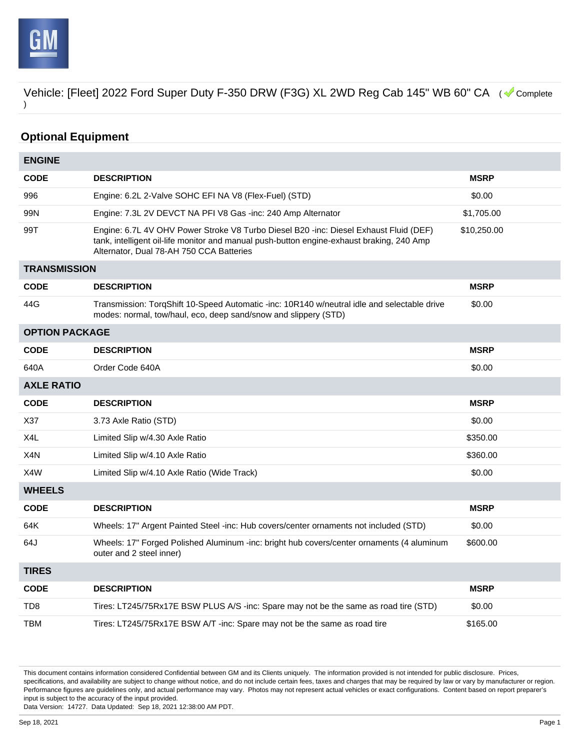Vehicle: [Fleet] 2022 Ford Super Duty F-350 DRW (F3G) XL 2WD Reg Cab 145" WB 60" CA ( Complete )

## Optional Equipment

### ENGINE

| CODE | DESCRIPTION | MSRP |
|---|---|---|
| 996 | Engine: 6.2L 2-Valve SOHC EFI NA V8 (Flex-Fuel) (STD) | $0.00 |
| 99N | Engine: 7.3L 2V DEVCT NA PFI V8 Gas -inc: 240 Amp Alternator | $1,705.00 |
| 99T | Engine: 6.7L 4V OHV Power Stroke V8 Turbo Diesel B20 -inc: Diesel Exhaust Fluid (DEF) tank, intelligent oil-life monitor and manual push-button engine-exhaust braking, 240 Amp Alternator, Dual 78-AH 750 CCA Batteries | $10,250.00 |

### TRANSMISSION

| CODE | DESCRIPTION | MSRP |
|---|---|---|
| 44G | Transmission: TorqShift 10-Speed Automatic -inc: 10R140 w/neutral idle and selectable drive modes: normal, tow/haul, eco, deep sand/snow and slippery (STD) | $0.00 |

### OPTION PACKAGE

| CODE | DESCRIPTION | MSRP |
|---|---|---|
| 640A | Order Code 640A | $0.00 |

### AXLE RATIO

| CODE | DESCRIPTION | MSRP |
|---|---|---|
| X37 | 3.73 Axle Ratio (STD) | $0.00 |
| X4L | Limited Slip w/4.30 Axle Ratio | $350.00 |
| X4N | Limited Slip w/4.10 Axle Ratio | $360.00 |
| X4W | Limited Slip w/4.10 Axle Ratio (Wide Track) | $0.00 |

### WHEELS

| CODE | DESCRIPTION | MSRP |
|---|---|---|
| 64K | Wheels: 17" Argent Painted Steel -inc: Hub covers/center ornaments not included (STD) | $0.00 |
| 64J | Wheels: 17" Forged Polished Aluminum -inc: bright hub covers/center ornaments (4 aluminum outer and 2 steel inner) | $600.00 |

### TIRES

| CODE | DESCRIPTION | MSRP |
|---|---|---|
| TD8 | Tires: LT245/75Rx17E BSW PLUS A/S -inc: Spare may not be the same as road tire (STD) | $0.00 |
| TBM | Tires: LT245/75Rx17E BSW A/T -inc: Spare may not be the same as road tire | $165.00 |

This document contains information considered Confidential between GM and its Clients uniquely. The information provided is not intended for public disclosure. Prices, specifications, and availability are subject to change without notice, and do not include certain fees, taxes and charges that may be required by law or vary by manufacturer or region. Performance figures are guidelines only, and actual performance may vary. Photos may not represent actual vehicles or exact configurations. Content based on report preparer's input is subject to the accuracy of the input provided.
Data Version: 14727. Data Updated: Sep 18, 2021 12:38:00 AM PDT.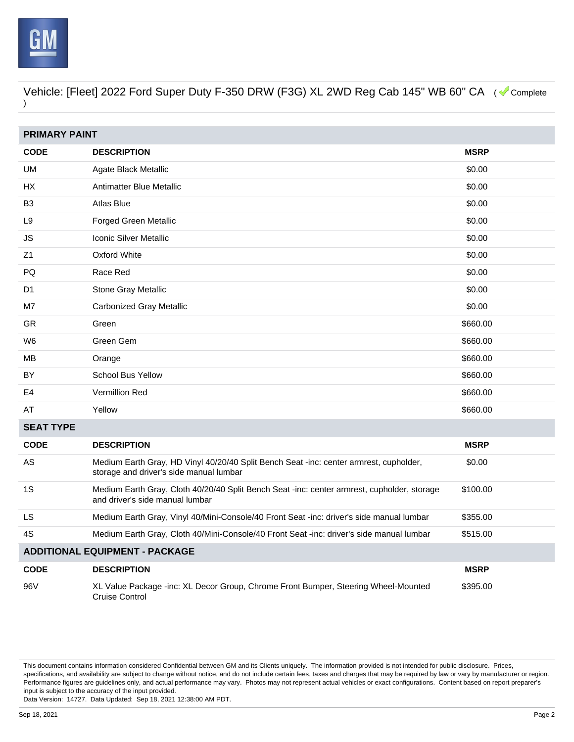Vehicle: [Fleet] 2022 Ford Super Duty F-350 DRW (F3G) XL 2WD Reg Cab 145" WB 60" CA ( Complete )

## PRIMARY PAINT

| CODE | DESCRIPTION | MSRP |
|---|---|---|
| UM | Agate Black Metallic | $0.00 |
| HX | Antimatter Blue Metallic | $0.00 |
| B3 | Atlas Blue | $0.00 |
| L9 | Forged Green Metallic | $0.00 |
| JS | Iconic Silver Metallic | $0.00 |
| Z1 | Oxford White | $0.00 |
| PQ | Race Red | $0.00 |
| D1 | Stone Gray Metallic | $0.00 |
| M7 | Carbonized Gray Metallic | $0.00 |
| GR | Green | $660.00 |
| W6 | Green Gem | $660.00 |
| MB | Orange | $660.00 |
| BY | School Bus Yellow | $660.00 |
| E4 | Vermillion Red | $660.00 |
| AT | Yellow | $660.00 |

## SEAT TYPE

| CODE | DESCRIPTION | MSRP |
|---|---|---|
| AS | Medium Earth Gray, HD Vinyl 40/20/40 Split Bench Seat -inc: center armrest, cupholder, storage and driver's side manual lumbar | $0.00 |
| 1S | Medium Earth Gray, Cloth 40/20/40 Split Bench Seat -inc: center armrest, cupholder, storage and driver's side manual lumbar | $100.00 |
| LS | Medium Earth Gray, Vinyl 40/Mini-Console/40 Front Seat -inc: driver's side manual lumbar | $355.00 |
| 4S | Medium Earth Gray, Cloth 40/Mini-Console/40 Front Seat -inc: driver's side manual lumbar | $515.00 |

## ADDITIONAL EQUIPMENT - PACKAGE

| CODE | DESCRIPTION | MSRP |
|---|---|---|
| 96V | XL Value Package -inc: XL Decor Group, Chrome Front Bumper, Steering Wheel-Mounted Cruise Control | $395.00 |

This document contains information considered Confidential between GM and its Clients uniquely. The information provided is not intended for public disclosure. Prices, specifications, and availability are subject to change without notice, and do not include certain fees, taxes and charges that may be required by law or vary by manufacturer or region. Performance figures are guidelines only, and actual performance may vary. Photos may not represent actual vehicles or exact configurations. Content based on report preparer's input is subject to the accuracy of the input provided.
Data Version: 14727. Data Updated: Sep 18, 2021 12:38:00 AM PDT.

Sep 18, 2021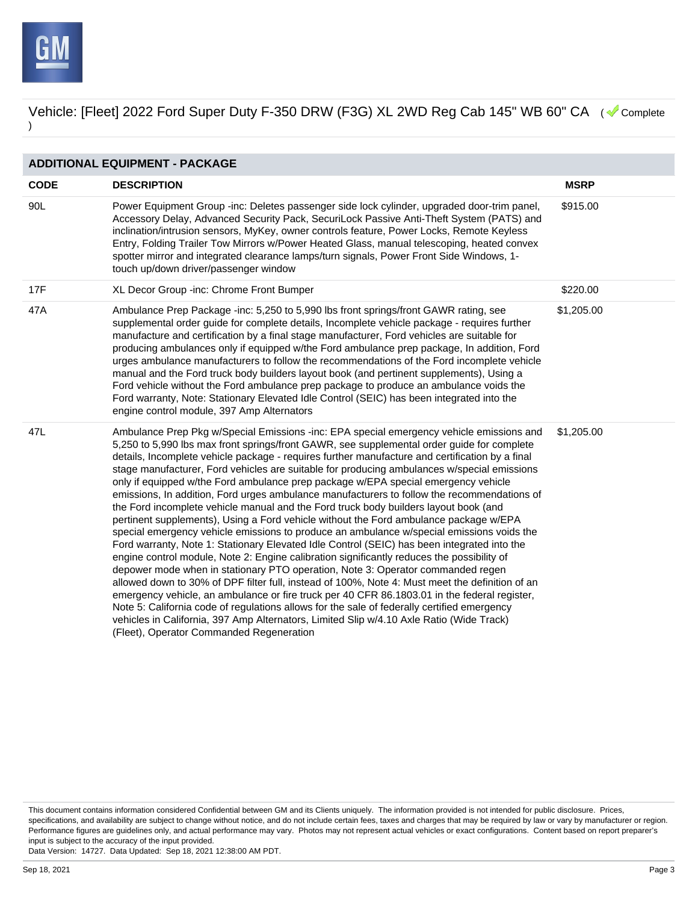Vehicle: [Fleet] 2022 Ford Super Duty F-350 DRW (F3G) XL 2WD Reg Cab 145" WB 60" CA ( Complete )

## ADDITIONAL EQUIPMENT - PACKAGE

| CODE | DESCRIPTION | MSRP |
| --- | --- | --- |
| 90L | Power Equipment Group -inc: Deletes passenger side lock cylinder, upgraded door-trim panel, Accessory Delay, Advanced Security Pack, SecuriLock Passive Anti-Theft System (PATS) and inclination/intrusion sensors, MyKey, owner controls feature, Power Locks, Remote Keyless Entry, Folding Trailer Tow Mirrors w/Power Heated Glass, manual telescoping, heated convex spotter mirror and integrated clearance lamps/turn signals, Power Front Side Windows, 1-touch up/down driver/passenger window | $915.00 |
| 17F | XL Decor Group -inc: Chrome Front Bumper | $220.00 |
| 47A | Ambulance Prep Package -inc: 5,250 to 5,990 lbs front springs/front GAWR rating, see supplemental order guide for complete details, Incomplete vehicle package - requires further manufacture and certification by a final stage manufacturer, Ford vehicles are suitable for producing ambulances only if equipped w/the Ford ambulance prep package, In addition, Ford urges ambulance manufacturers to follow the recommendations of the Ford incomplete vehicle manual and the Ford truck body builders layout book (and pertinent supplements), Using a Ford vehicle without the Ford ambulance prep package to produce an ambulance voids the Ford warranty, Note: Stationary Elevated Idle Control (SEIC) has been integrated into the engine control module, 397 Amp Alternators | $1,205.00 |
| 47L | Ambulance Prep Pkg w/Special Emissions -inc: EPA special emergency vehicle emissions and 5,250 to 5,990 lbs max front springs/front GAWR, see supplemental order guide for complete details, Incomplete vehicle package - requires further manufacture and certification by a final stage manufacturer, Ford vehicles are suitable for producing ambulances w/special emissions only if equipped w/the Ford ambulance prep package w/EPA special emergency vehicle emissions, In addition, Ford urges ambulance manufacturers to follow the recommendations of the Ford incomplete vehicle manual and the Ford truck body builders layout book (and pertinent supplements), Using a Ford vehicle without the Ford ambulance package w/EPA special emergency vehicle emissions to produce an ambulance w/special emissions voids the Ford warranty, Note 1: Stationary Elevated Idle Control (SEIC) has been integrated into the engine control module, Note 2: Engine calibration significantly reduces the possibility of depower mode when in stationary PTO operation, Note 3: Operator commanded regen allowed down to 30% of DPF filter full, instead of 100%, Note 4: Must meet the definition of an emergency vehicle, an ambulance or fire truck per 40 CFR 86.1803.01 in the federal register, Note 5: California code of regulations allows for the sale of federally certified emergency vehicles in California, 397 Amp Alternators, Limited Slip w/4.10 Axle Ratio (Wide Track) (Fleet), Operator Commanded Regeneration | $1,205.00 |

This document contains information considered Confidential between GM and its Clients uniquely. The information provided is not intended for public disclosure. Prices, specifications, and availability are subject to change without notice, and do not include certain fees, taxes and charges that may be required by law or vary by manufacturer or region. Performance figures are guidelines only, and actual performance may vary. Photos may not represent actual vehicles or exact configurations. Content based on report preparer's input is subject to the accuracy of the input provided.
Data Version: 14727. Data Updated: Sep 18, 2021 12:38:00 AM PDT.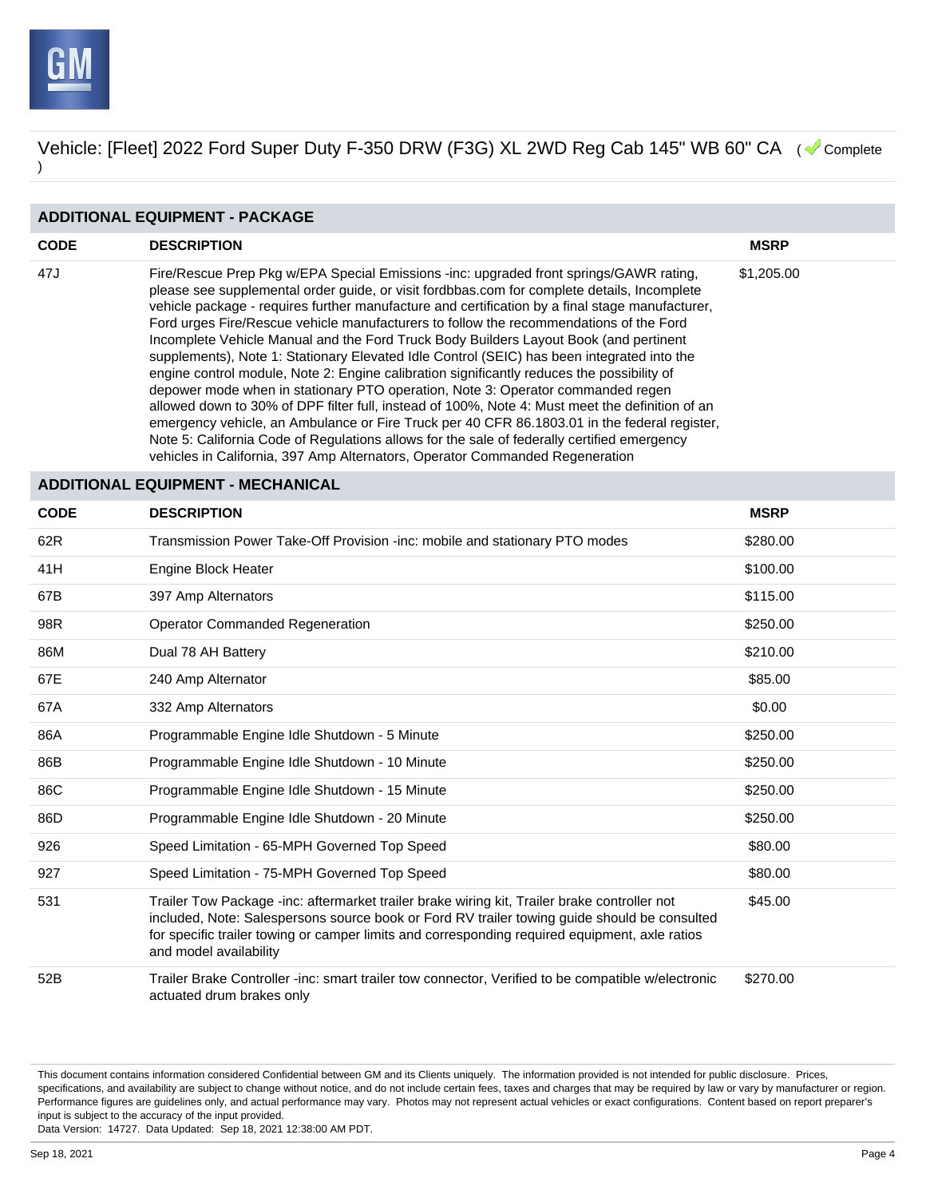Vehicle: [Fleet] 2022 Ford Super Duty F-350 DRW (F3G) XL 2WD Reg Cab 145" WB 60" CA ( Complete )

## ADDITIONAL EQUIPMENT - PACKAGE

| CODE | DESCRIPTION | MSRP |
|---|---|---|
| 47J | Fire/Rescue Prep Pkg w/EPA Special Emissions -inc: upgraded front springs/GAWR rating, please see supplemental order guide, or visit fordbbas.com for complete details, Incomplete vehicle package - requires further manufacture and certification by a final stage manufacturer, Ford urges Fire/Rescue vehicle manufacturers to follow the recommendations of the Ford Incomplete Vehicle Manual and the Ford Truck Body Builders Layout Book (and pertinent supplements), Note 1: Stationary Elevated Idle Control (SEIC) has been integrated into the engine control module, Note 2: Engine calibration significantly reduces the possibility of depower mode when in stationary PTO operation, Note 3: Operator commanded regen allowed down to 30% of DPF filter full, instead of 100%, Note 4: Must meet the definition of an emergency vehicle, an Ambulance or Fire Truck per 40 CFR 86.1803.01 in the federal register, Note 5: California Code of Regulations allows for the sale of federally certified emergency vehicles in California, 397 Amp Alternators, Operator Commanded Regeneration | $1,205.00 |

## ADDITIONAL EQUIPMENT - MECHANICAL

| CODE | DESCRIPTION | MSRP |
|---|---|---|
| 62R | Transmission Power Take-Off Provision -inc: mobile and stationary PTO modes | $280.00 |
| 41H | Engine Block Heater | $100.00 |
| 67B | 397 Amp Alternators | $115.00 |
| 98R | Operator Commanded Regeneration | $250.00 |
| 86M | Dual 78 AH Battery | $210.00 |
| 67E | 240 Amp Alternator | $85.00 |
| 67A | 332 Amp Alternators | $0.00 |
| 86A | Programmable Engine Idle Shutdown - 5 Minute | $250.00 |
| 86B | Programmable Engine Idle Shutdown - 10 Minute | $250.00 |
| 86C | Programmable Engine Idle Shutdown - 15 Minute | $250.00 |
| 86D | Programmable Engine Idle Shutdown - 20 Minute | $250.00 |
| 926 | Speed Limitation - 65-MPH Governed Top Speed | $80.00 |
| 927 | Speed Limitation - 75-MPH Governed Top Speed | $80.00 |
| 531 | Trailer Tow Package -inc: aftermarket trailer brake wiring kit, Trailer brake controller not included, Note: Salespersons source book or Ford RV trailer towing guide should be consulted for specific trailer towing or camper limits and corresponding required equipment, axle ratios and model availability | $45.00 |
| 52B | Trailer Brake Controller -inc: smart trailer tow connector, Verified to be compatible w/electronic actuated drum brakes only | $270.00 |

This document contains information considered Confidential between GM and its Clients uniquely. The information provided is not intended for public disclosure. Prices, specifications, and availability are subject to change without notice, and do not include certain fees, taxes and charges that may be required by law or vary by manufacturer or region. Performance figures are guidelines only, and actual performance may vary. Photos may not represent actual vehicles or exact configurations. Content based on report preparer's input is subject to the accuracy of the input provided.
Data Version: 14727. Data Updated: Sep 18, 2021 12:38:00 AM PDT.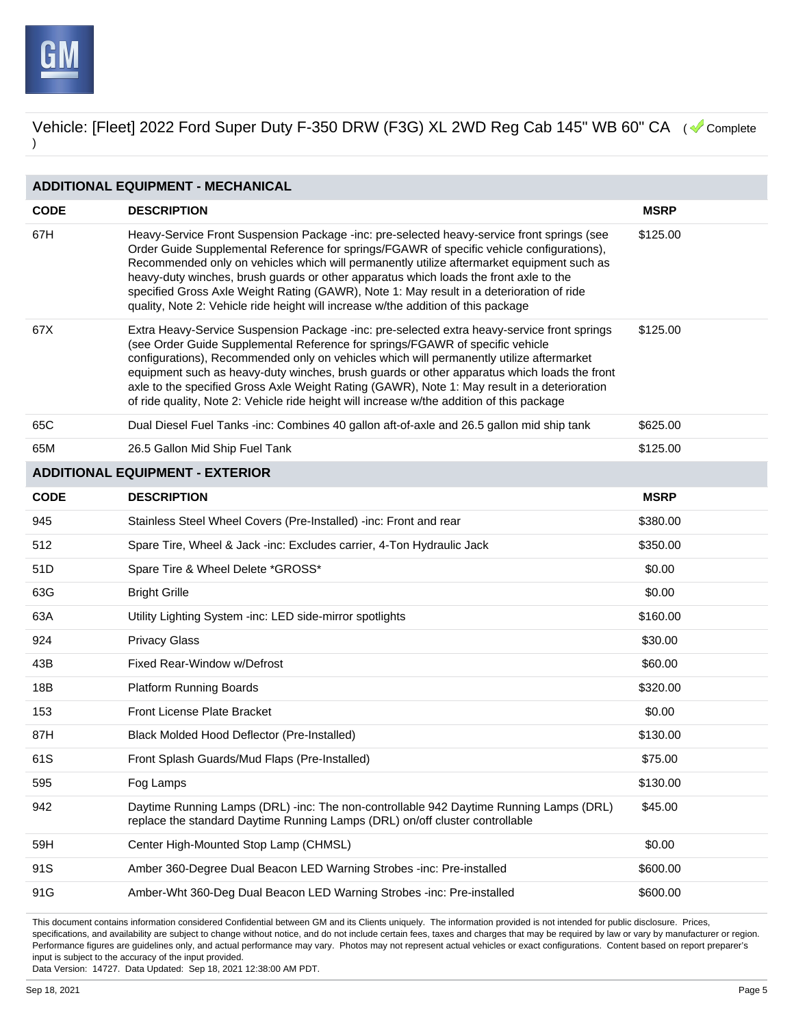Vehicle: [Fleet] 2022 Ford Super Duty F-350 DRW (F3G) XL 2WD Reg Cab 145" WB 60" CA ( Complete )

## ADDITIONAL EQUIPMENT - MECHANICAL

| CODE | DESCRIPTION | MSRP |
|---|---|---|
| 67H | Heavy-Service Front Suspension Package -inc: pre-selected heavy-service front springs (see Order Guide Supplemental Reference for springs/FGAWR of specific vehicle configurations), Recommended only on vehicles which will permanently utilize aftermarket equipment such as heavy-duty winches, brush guards or other apparatus which loads the front axle to the specified Gross Axle Weight Rating (GAWR), Note 1: May result in a deterioration of ride quality, Note 2: Vehicle ride height will increase w/the addition of this package | $125.00 |
| 67X | Extra Heavy-Service Suspension Package -inc: pre-selected extra heavy-service front springs (see Order Guide Supplemental Reference for springs/FGAWR of specific vehicle configurations), Recommended only on vehicles which will permanently utilize aftermarket equipment such as heavy-duty winches, brush guards or other apparatus which loads the front axle to the specified Gross Axle Weight Rating (GAWR), Note 1: May result in a deterioration of ride quality, Note 2: Vehicle ride height will increase w/the addition of this package | $125.00 |
| 65C | Dual Diesel Fuel Tanks -inc: Combines 40 gallon aft-of-axle and 26.5 gallon mid ship tank | $625.00 |
| 65M | 26.5 Gallon Mid Ship Fuel Tank | $125.00 |

## ADDITIONAL EQUIPMENT - EXTERIOR

| CODE | DESCRIPTION | MSRP |
|---|---|---|
| 945 | Stainless Steel Wheel Covers (Pre-Installed) -inc: Front and rear | $380.00 |
| 512 | Spare Tire, Wheel & Jack -inc: Excludes carrier, 4-Ton Hydraulic Jack | $350.00 |
| 51D | Spare Tire & Wheel Delete *GROSS* | $0.00 |
| 63G | Bright Grille | $0.00 |
| 63A | Utility Lighting System -inc: LED side-mirror spotlights | $160.00 |
| 924 | Privacy Glass | $30.00 |
| 43B | Fixed Rear-Window w/Defrost | $60.00 |
| 18B | Platform Running Boards | $320.00 |
| 153 | Front License Plate Bracket | $0.00 |
| 87H | Black Molded Hood Deflector (Pre-Installed) | $130.00 |
| 61S | Front Splash Guards/Mud Flaps (Pre-Installed) | $75.00 |
| 595 | Fog Lamps | $130.00 |
| 942 | Daytime Running Lamps (DRL) -inc: The non-controllable 942 Daytime Running Lamps (DRL) replace the standard Daytime Running Lamps (DRL) on/off cluster controllable | $45.00 |
| 59H | Center High-Mounted Stop Lamp (CHMSL) | $0.00 |
| 91S | Amber 360-Degree Dual Beacon LED Warning Strobes -inc: Pre-installed | $600.00 |
| 91G | Amber-Wht 360-Deg Dual Beacon LED Warning Strobes -inc: Pre-installed | $600.00 |

This document contains information considered Confidential between GM and its Clients uniquely. The information provided is not intended for public disclosure. Prices, specifications, and availability are subject to change without notice, and do not include certain fees, taxes and charges that may be required by law or vary by manufacturer or region. Performance figures are guidelines only, and actual performance may vary. Photos may not represent actual vehicles or exact configurations. Content based on report preparer's input is subject to the accuracy of the input provided.
Data Version: 14727. Data Updated: Sep 18, 2021 12:38:00 AM PDT.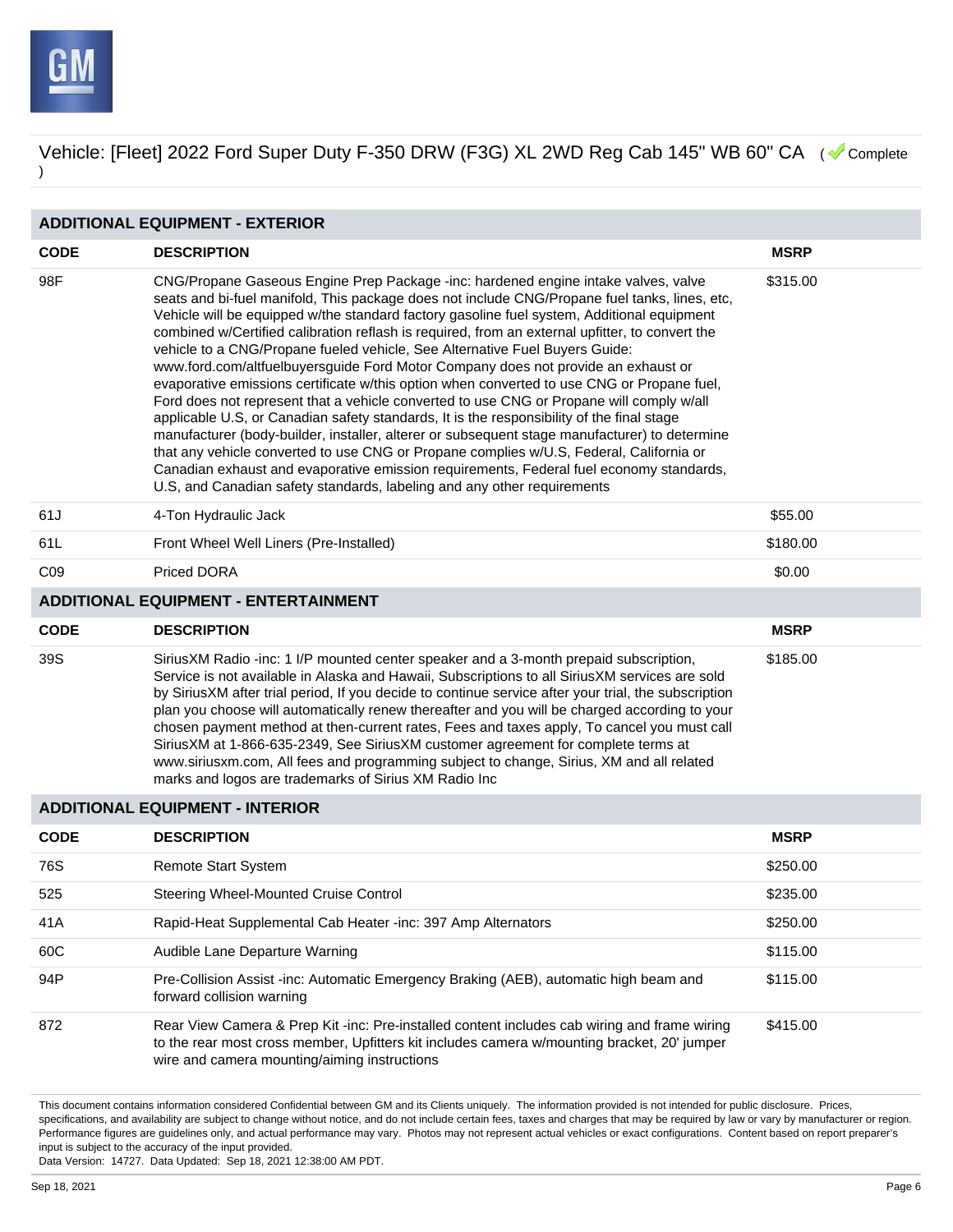Vehicle: [Fleet] 2022 Ford Super Duty F-350 DRW (F3G) XL 2WD Reg Cab 145" WB 60" CA ( Complete )

## ADDITIONAL EQUIPMENT - EXTERIOR

| CODE | DESCRIPTION | MSRP |
|---|---|---|
| 98F | CNG/Propane Gaseous Engine Prep Package -inc: hardened engine intake valves, valve seats and bi-fuel manifold, This package does not include CNG/Propane fuel tanks, lines, etc, Vehicle will be equipped w/the standard factory gasoline fuel system, Additional equipment combined w/Certified calibration reflash is required, from an external upfitter, to convert the vehicle to a CNG/Propane fueled vehicle, See Alternative Fuel Buyers Guide: www.ford.com/altfuelbuyersguide Ford Motor Company does not provide an exhaust or evaporative emissions certificate w/this option when converted to use CNG or Propane fuel, Ford does not represent that a vehicle converted to use CNG or Propane will comply w/all applicable U.S, or Canadian safety standards, It is the responsibility of the final stage manufacturer (body-builder, installer, alterer or subsequent stage manufacturer) to determine that any vehicle converted to use CNG or Propane complies w/U.S, Federal, California or Canadian exhaust and evaporative emission requirements, Federal fuel economy standards, U.S, and Canadian safety standards, labeling and any other requirements | $315.00 |
| 61J | 4-Ton Hydraulic Jack | $55.00 |
| 61L | Front Wheel Well Liners (Pre-Installed) | $180.00 |
| C09 | Priced DORA | $0.00 |

## ADDITIONAL EQUIPMENT - ENTERTAINMENT

| CODE | DESCRIPTION | MSRP |
|---|---|---|
| 39S | SiriusXM Radio -inc: 1 I/P mounted center speaker and a 3-month prepaid subscription, Service is not available in Alaska and Hawaii, Subscriptions to all SiriusXM services are sold by SiriusXM after trial period, If you decide to continue service after your trial, the subscription plan you choose will automatically renew thereafter and you will be charged according to your chosen payment method at then-current rates, Fees and taxes apply, To cancel you must call SiriusXM at 1-866-635-2349, See SiriusXM customer agreement for complete terms at www.siriusxm.com, All fees and programming subject to change, Sirius, XM and all related marks and logos are trademarks of Sirius XM Radio Inc | $185.00 |

## ADDITIONAL EQUIPMENT - INTERIOR

| CODE | DESCRIPTION | MSRP |
|---|---|---|
| 76S | Remote Start System | $250.00 |
| 525 | Steering Wheel-Mounted Cruise Control | $235.00 |
| 41A | Rapid-Heat Supplemental Cab Heater -inc: 397 Amp Alternators | $250.00 |
| 60C | Audible Lane Departure Warning | $115.00 |
| 94P | Pre-Collision Assist -inc: Automatic Emergency Braking (AEB), automatic high beam and forward collision warning | $115.00 |
| 872 | Rear View Camera & Prep Kit -inc: Pre-installed content includes cab wiring and frame wiring to the rear most cross member, Upfitters kit includes camera w/mounting bracket, 20' jumper wire and camera mounting/aiming instructions | $415.00 |

This document contains information considered Confidential between GM and its Clients uniquely. The information provided is not intended for public disclosure. Prices, specifications, and availability are subject to change without notice, and do not include certain fees, taxes and charges that may be required by law or vary by manufacturer or region. Performance figures are guidelines only, and actual performance may vary. Photos may not represent actual vehicles or exact configurations. Content based on report preparer's input is subject to the accuracy of the input provided.
Data Version: 14727. Data Updated: Sep 18, 2021 12:38:00 AM PDT.

Sep 18, 2021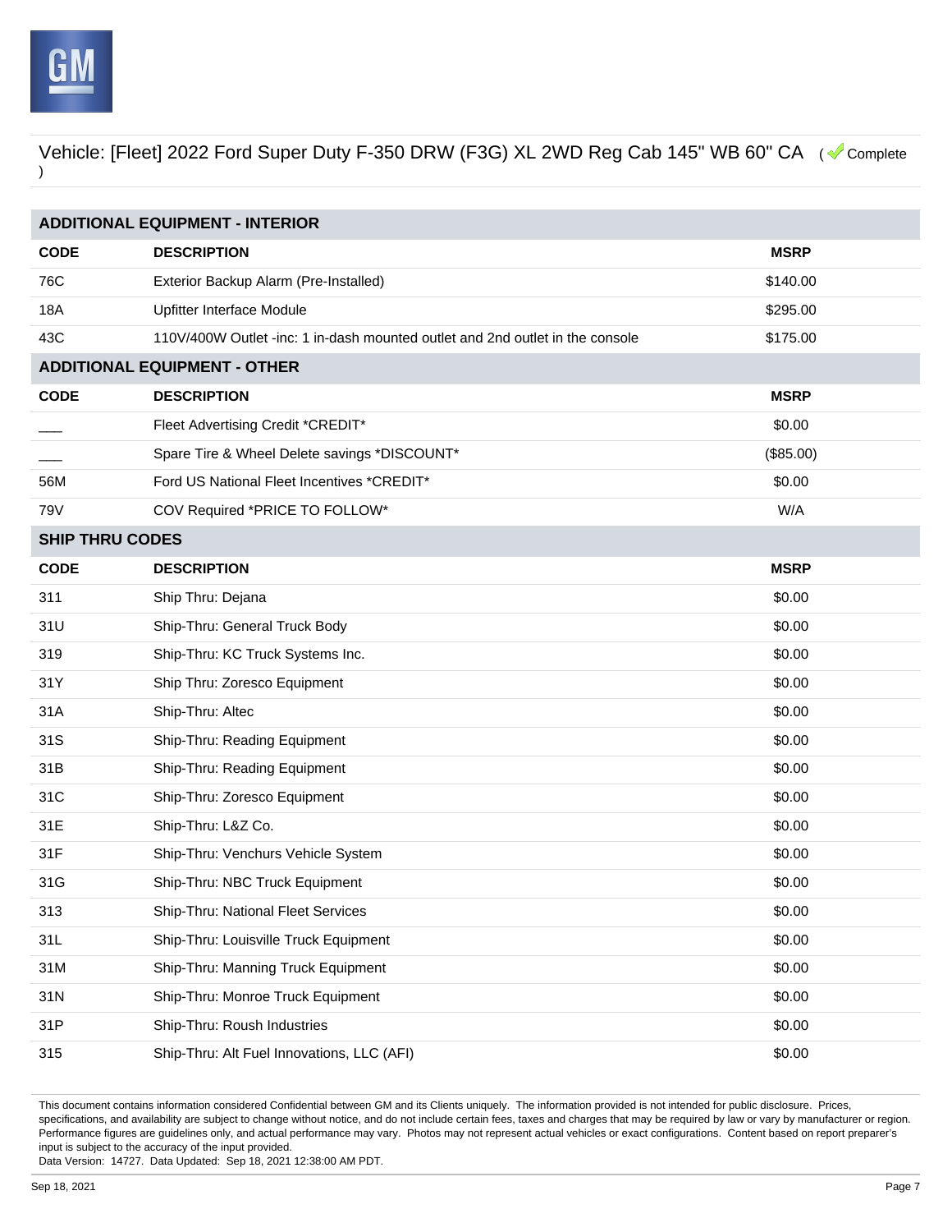Vehicle: [Fleet] 2022 Ford Super Duty F-350 DRW (F3G) XL 2WD Reg Cab 145" WB 60" CA ( Complete )

## ADDITIONAL EQUIPMENT - INTERIOR

| CODE | DESCRIPTION | MSRP |
|---|---|---|
| 76C | Exterior Backup Alarm (Pre-Installed) | $140.00 |
| 18A | Upfitter Interface Module | $295.00 |
| 43C | 110V/400W Outlet -inc: 1 in-dash mounted outlet and 2nd outlet in the console | $175.00 |

## ADDITIONAL EQUIPMENT - OTHER

| CODE | DESCRIPTION | MSRP |
|---|---|---|
| ___ | Fleet Advertising Credit *CREDIT* | $0.00 |
| ___ | Spare Tire & Wheel Delete savings *DISCOUNT* | ($85.00) |
| 56M | Ford US National Fleet Incentives *CREDIT* | $0.00 |
| 79V | COV Required *PRICE TO FOLLOW* | W/A |

## SHIP THRU CODES

| CODE | DESCRIPTION | MSRP |
|---|---|---|
| 311 | Ship Thru: Dejana | $0.00 |
| 31U | Ship-Thru: General Truck Body | $0.00 |
| 319 | Ship-Thru: KC Truck Systems Inc. | $0.00 |
| 31Y | Ship Thru: Zoresco Equipment | $0.00 |
| 31A | Ship-Thru: Altec | $0.00 |
| 31S | Ship-Thru: Reading Equipment | $0.00 |
| 31B | Ship-Thru: Reading Equipment | $0.00 |
| 31C | Ship-Thru: Zoresco Equipment | $0.00 |
| 31E | Ship-Thru: L&Z Co. | $0.00 |
| 31F | Ship-Thru: Venchurs Vehicle System | $0.00 |
| 31G | Ship-Thru: NBC Truck Equipment | $0.00 |
| 313 | Ship-Thru: National Fleet Services | $0.00 |
| 31L | Ship-Thru: Louisville Truck Equipment | $0.00 |
| 31M | Ship-Thru: Manning Truck Equipment | $0.00 |
| 31N | Ship-Thru: Monroe Truck Equipment | $0.00 |
| 31P | Ship-Thru: Roush Industries | $0.00 |
| 315 | Ship-Thru: Alt Fuel Innovations, LLC (AFI) | $0.00 |

This document contains information considered Confidential between GM and its Clients uniquely. The information provided is not intended for public disclosure. Prices, specifications, and availability are subject to change without notice, and do not include certain fees, taxes and charges that may be required by law or vary by manufacturer or region. Performance figures are guidelines only, and actual performance may vary. Photos may not represent actual vehicles or exact configurations. Content based on report preparer's input is subject to the accuracy of the input provided.
Data Version: 14727. Data Updated: Sep 18, 2021 12:38:00 AM PDT.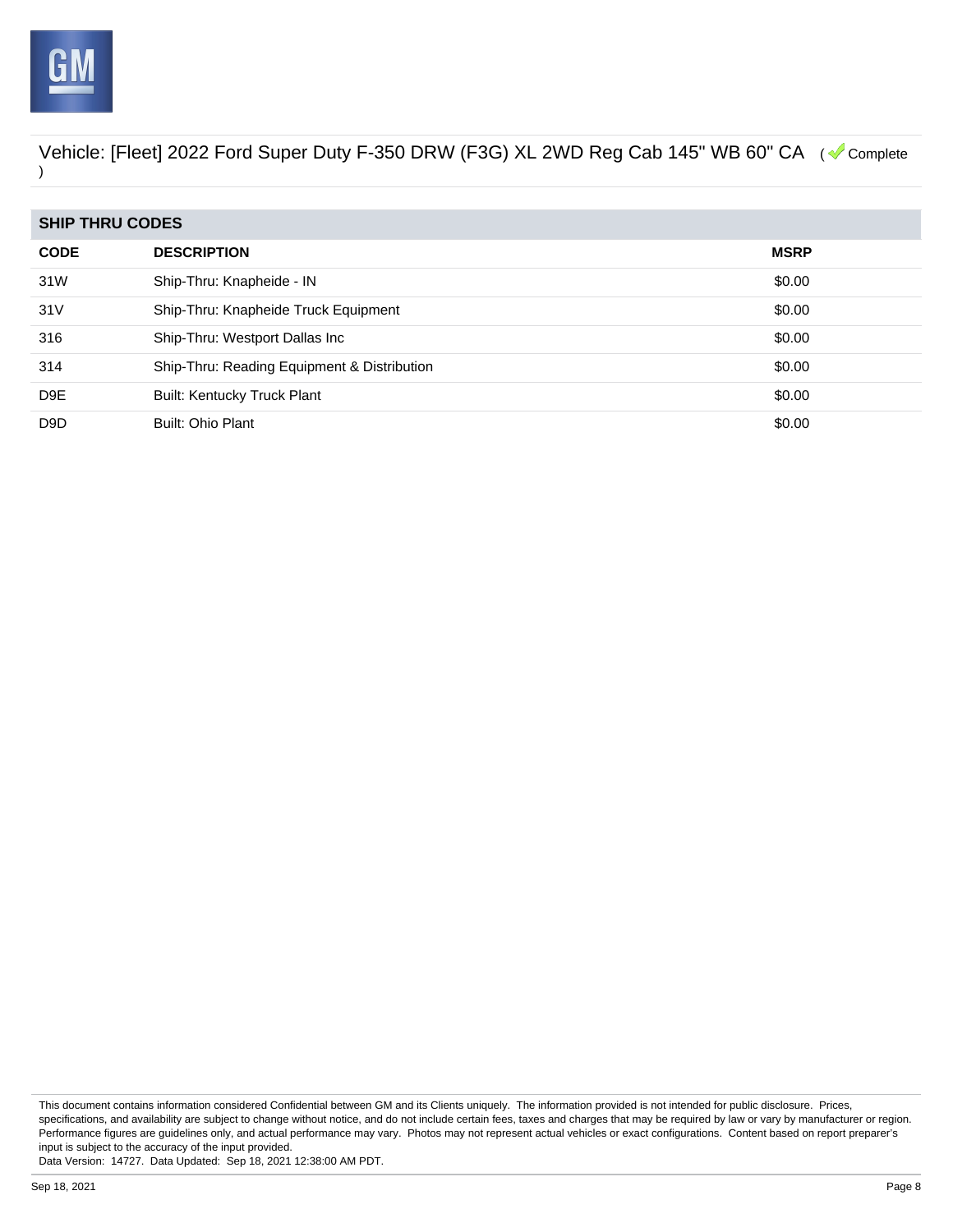Vehicle: [Fleet] 2022 Ford Super Duty F-350 DRW (F3G) XL 2WD Reg Cab 145" WB 60" CA ( Complete )

## SHIP THRU CODES

| CODE | DESCRIPTION | MSRP |
|---|---|---|
| 31W | Ship-Thru: Knapheide - IN | $0.00 |
| 31V | Ship-Thru: Knapheide Truck Equipment | $0.00 |
| 316 | Ship-Thru: Westport Dallas Inc | $0.00 |
| 314 | Ship-Thru: Reading Equipment & Distribution | $0.00 |
| D9E | Built: Kentucky Truck Plant | $0.00 |
| D9D | Built: Ohio Plant | $0.00 |

This document contains information considered Confidential between GM and its Clients uniquely. The information provided is not intended for public disclosure. Prices, specifications, and availability are subject to change without notice, and do not include certain fees, taxes and charges that may be required by law or vary by manufacturer or region. Performance figures are guidelines only, and actual performance may vary. Photos may not represent actual vehicles or exact configurations. Content based on report preparer's input is subject to the accuracy of the input provided.
Data Version: 14727. Data Updated: Sep 18, 2021 12:38:00 AM PDT.